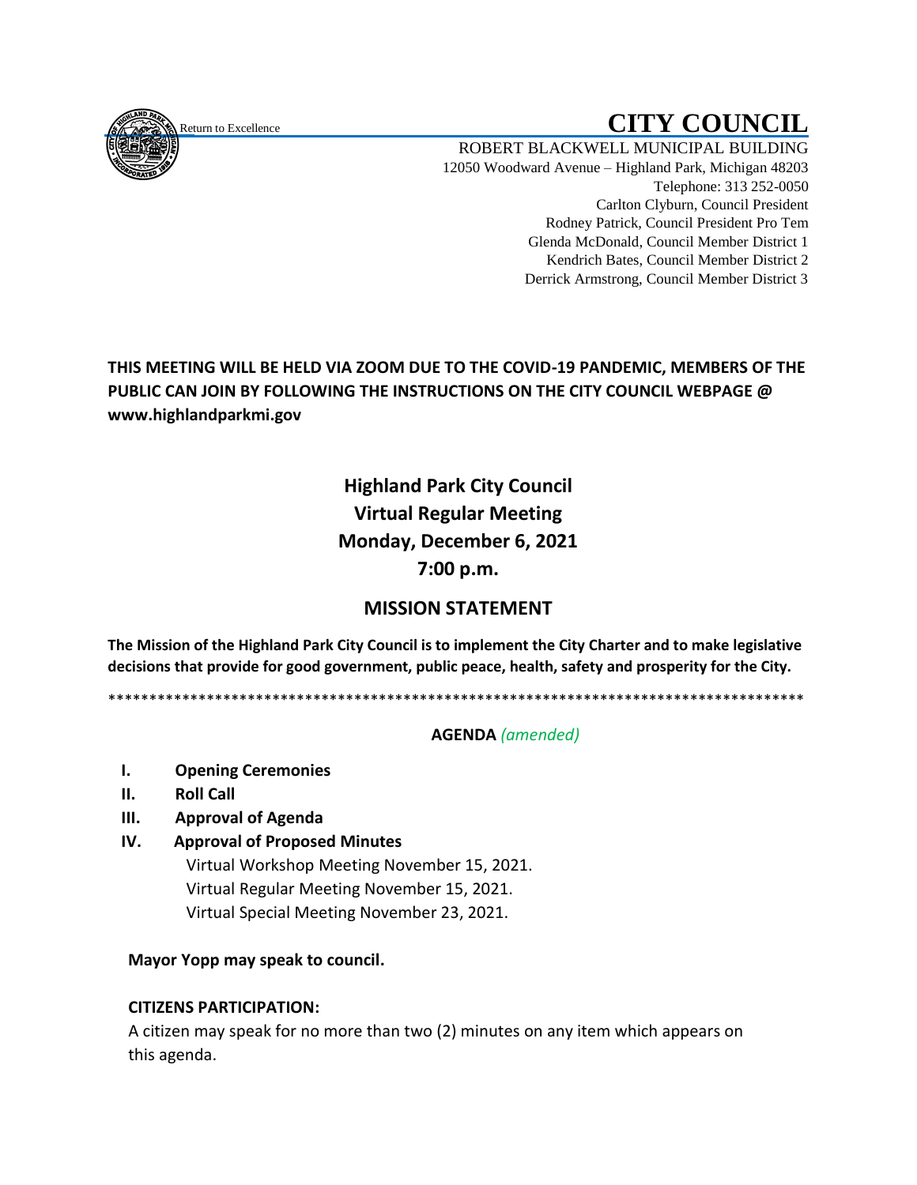Return to Excellence

# CITY COUNCIL

ROBERT BLACKWELL MUNICIPAL BUILDING
12050 Woodward Avenue – Highland Park, Michigan 48203
Telephone: 313 252-0050
Carlton Clyburn, Council President
Rodney Patrick, Council President Pro Tem
Glenda McDonald, Council Member District 1
Kendrich Bates, Council Member District 2
Derrick Armstrong, Council Member District 3

**THIS MEETING WILL BE HELD VIA ZOOM DUE TO THE COVID-19 PANDEMIC, MEMBERS OF THE PUBLIC CAN JOIN BY FOLLOWING THE INSTRUCTIONS ON THE CITY COUNCIL WEBPAGE @ www.highlandparkmi.gov**

## Highland Park City Council
## Virtual Regular Meeting
## Monday, December 6, 2021
## 7:00 p.m.

## MISSION STATEMENT

**The Mission of the Highland Park City Council is to implement the City Charter and to make legislative decisions that provide for good government, public peace, health, safety and prosperity for the City.**

**************************************************************************************

**AGENDA** *(amended)*

- **I. Opening Ceremonies**
- **II. Roll Call**
- **III. Approval of Agenda**
- **IV. Approval of Proposed Minutes**
  - Virtual Workshop Meeting November 15, 2021.
  - Virtual Regular Meeting November 15, 2021.
  - Virtual Special Meeting November 23, 2021.

**Mayor Yopp may speak to council.**

**CITIZENS PARTICIPATION:**

A citizen may speak for no more than two (2) minutes on any item which appears on this agenda.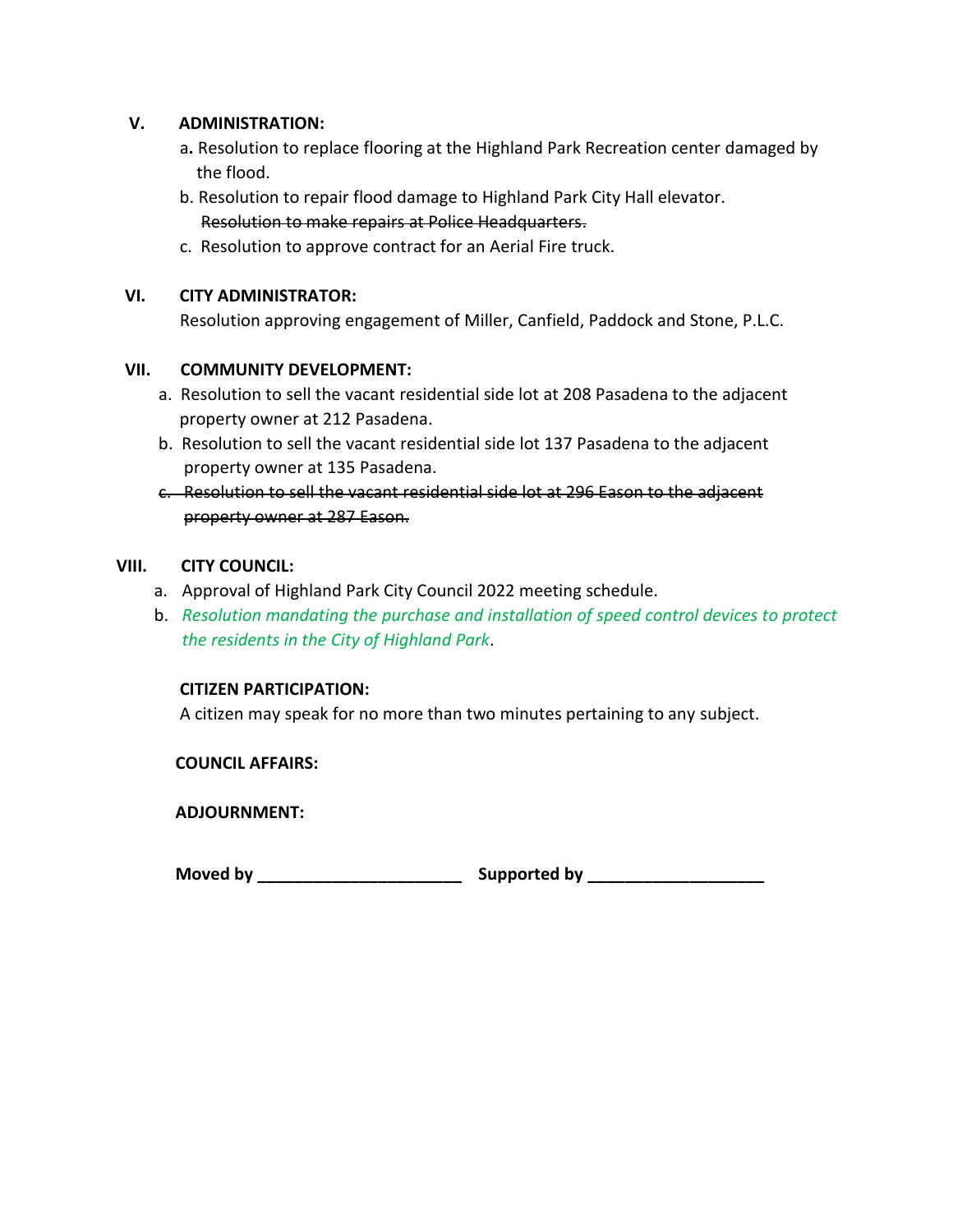**V. ADMINISTRATION:**

a**.** Resolution to replace flooring at the Highland Park Recreation center damaged by the flood.

b. Resolution to repair flood damage to Highland Park City Hall elevator.

~~Resolution to make repairs at Police Headquarters.~~

c. Resolution to approve contract for an Aerial Fire truck.

**VI. CITY ADMINISTRATOR:**

Resolution approving engagement of Miller, Canfield, Paddock and Stone, P.L.C.

**VII. COMMUNITY DEVELOPMENT:**

a. Resolution to sell the vacant residential side lot at 208 Pasadena to the adjacent property owner at 212 Pasadena.

b. Resolution to sell the vacant residential side lot 137 Pasadena to the adjacent property owner at 135 Pasadena.

~~c. Resolution to sell the vacant residential side lot at 296 Eason to the adjacent property owner at 287 Eason.~~

**VIII. CITY COUNCIL:**

a. Approval of Highland Park City Council 2022 meeting schedule.

b. *Resolution mandating the purchase and installation of speed control devices to protect the residents in the City of Highland Park*.

**CITIZEN PARTICIPATION:**

A citizen may speak for no more than two minutes pertaining to any subject.

**COUNCIL AFFAIRS:**

**ADJOURNMENT:**

**Moved by ______________________ Supported by ___________________**